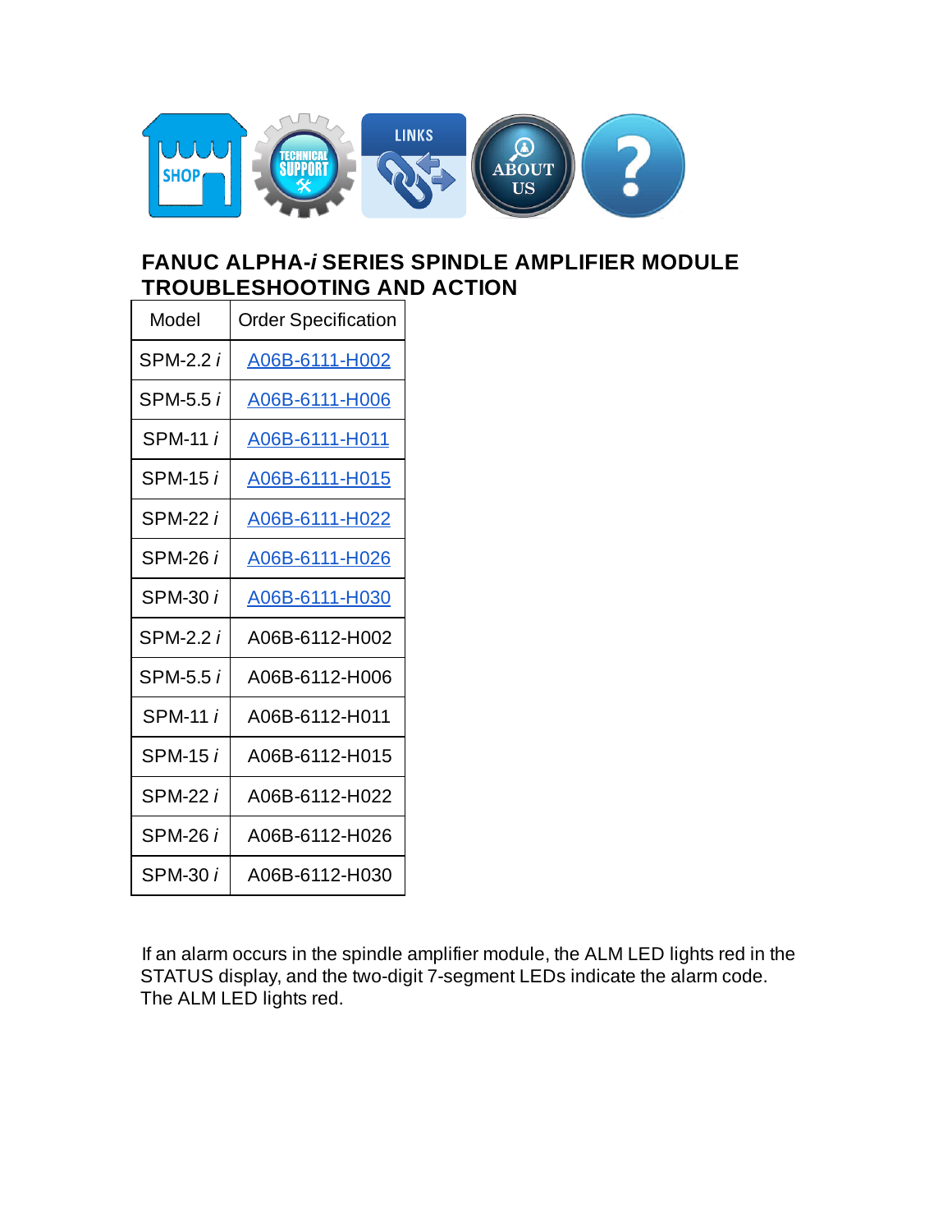# FANUC ALPHA-*i* SERIES SPINDLE AMPLIFIER MODULE TROUBLESHOOTING AND ACTION

| Model | Order Specification |
|---|---|
| SPM-2.2 *i* | A06B-6111-H002 |
| SPM-5.5 *i* | A06B-6111-H006 |
| SPM-11 *i* | A06B-6111-H011 |
| SPM-15 *i* | A06B-6111-H015 |
| SPM-22 *i* | A06B-6111-H022 |
| SPM-26 *i* | A06B-6111-H026 |
| SPM-30 *i* | A06B-6111-H030 |
| SPM-2.2 *i* | A06B-6112-H002 |
| SPM-5.5 *i* | A06B-6112-H006 |
| SPM-11 *i* | A06B-6112-H011 |
| SPM-15 *i* | A06B-6112-H015 |
| SPM-22 *i* | A06B-6112-H022 |
| SPM-26 *i* | A06B-6112-H026 |
| SPM-30 *i* | A06B-6112-H030 |

If an alarm occurs in the spindle amplifier module, the ALM LED lights red in the STATUS display, and the two-digit 7-segment LEDs indicate the alarm code. The ALM LED lights red.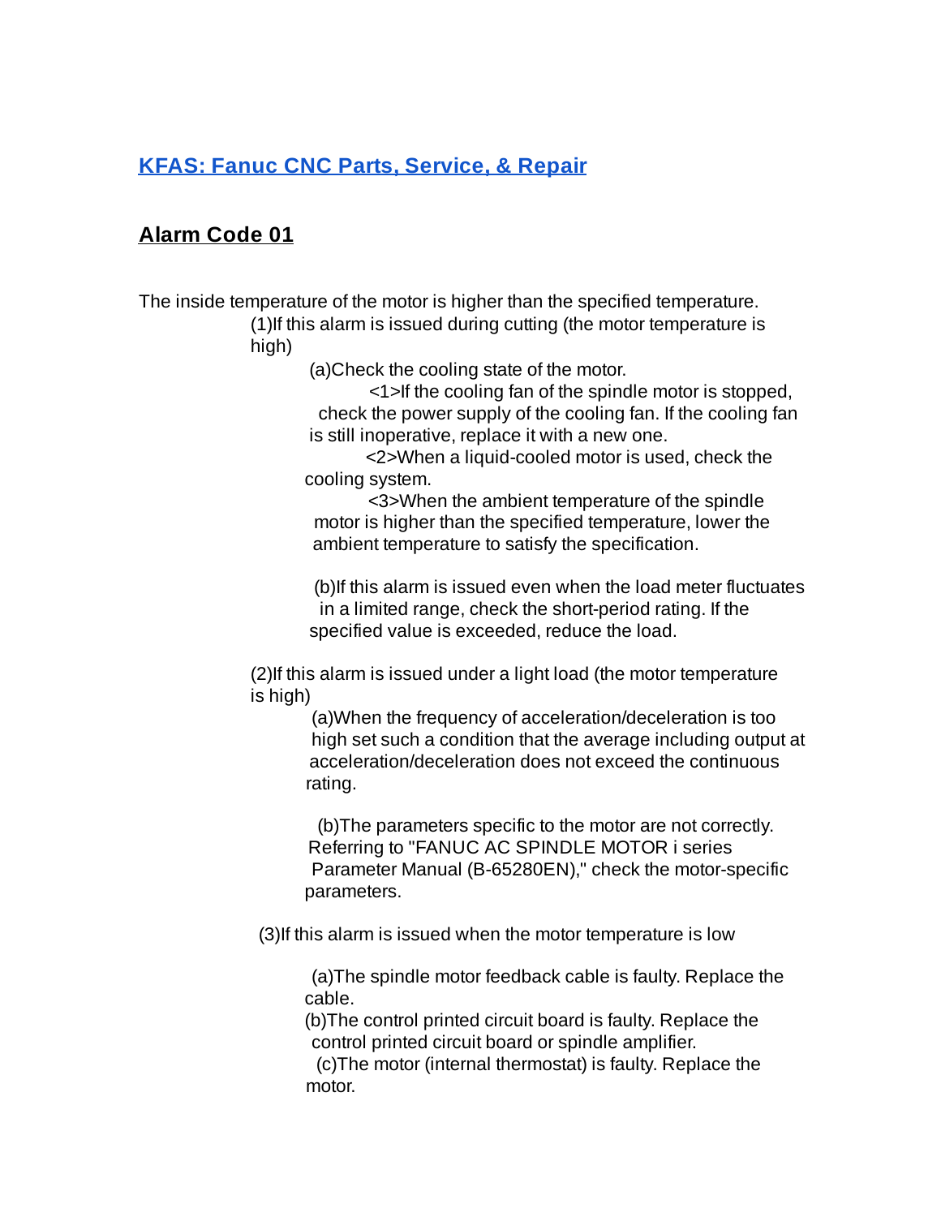## [KFAS: Fanuc CNC Parts, Service, & Repair]

## Alarm Code 01

The inside temperature of the motor is higher than the specified temperature.

(1)If this alarm is issued during cutting (the motor temperature is high)

(a)Check the cooling state of the motor.

<1>If the cooling fan of the spindle motor is stopped, check the power supply of the cooling fan. If the cooling fan is still inoperative, replace it with a new one.

<2>When a liquid-cooled motor is used, check the cooling system.

<3>When the ambient temperature of the spindle motor is higher than the specified temperature, lower the ambient temperature to satisfy the specification.

(b)If this alarm is issued even when the load meter fluctuates in a limited range, check the short-period rating. If the specified value is exceeded, reduce the load.

(2)If this alarm is issued under a light load (the motor temperature is high)

(a)When the frequency of acceleration/deceleration is too high set such a condition that the average including output at acceleration/deceleration does not exceed the continuous rating.

(b)The parameters specific to the motor are not correctly. Referring to "FANUC AC SPINDLE MOTOR i series Parameter Manual (B-65280EN)," check the motor-specific parameters.

(3)If this alarm is issued when the motor temperature is low

(a)The spindle motor feedback cable is faulty. Replace the cable.

(b)The control printed circuit board is faulty. Replace the control printed circuit board or spindle amplifier.

(c)The motor (internal thermostat) is faulty. Replace the motor.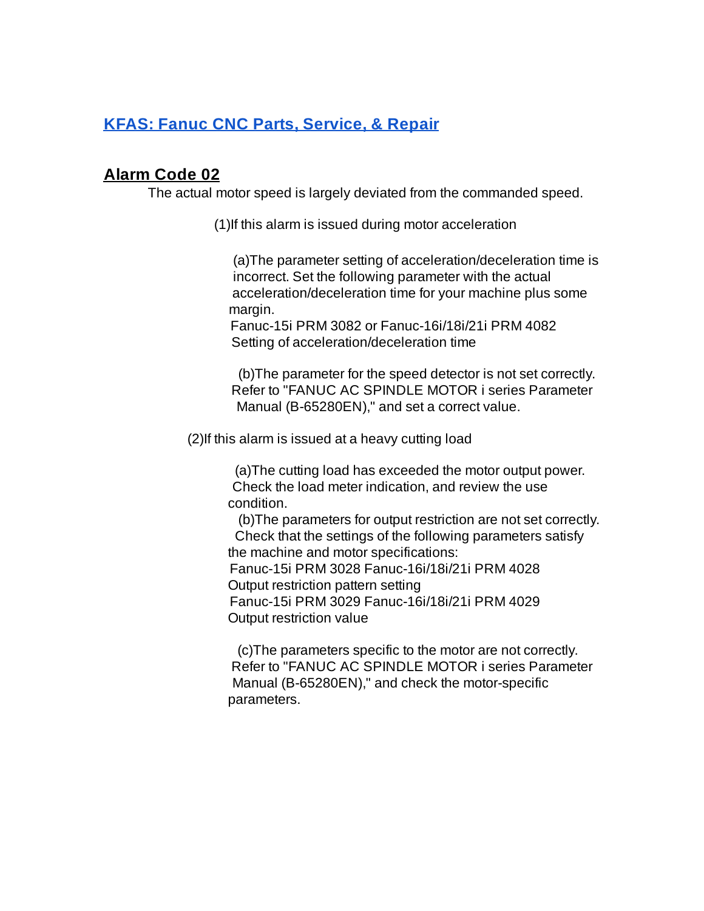[KFAS: Fanuc CNC Parts, Service, & Repair]

## Alarm Code 02

The actual motor speed is largely deviated from the commanded speed.

(1)If this alarm is issued during motor acceleration

(a)The parameter setting of acceleration/deceleration time is incorrect. Set the following parameter with the actual acceleration/deceleration time for your machine plus some margin.
Fanuc-15i PRM 3082 or Fanuc-16i/18i/21i PRM 4082
Setting of acceleration/deceleration time

(b)The parameter for the speed detector is not set correctly. Refer to "FANUC AC SPINDLE MOTOR i series Parameter Manual (B-65280EN)," and set a correct value.

(2)If this alarm is issued at a heavy cutting load

(a)The cutting load has exceeded the motor output power. Check the load meter indication, and review the use condition.
(b)The parameters for output restriction are not set correctly. Check that the settings of the following parameters satisfy the machine and motor specifications:
Fanuc-15i PRM 3028 Fanuc-16i/18i/21i PRM 4028
Output restriction pattern setting
Fanuc-15i PRM 3029 Fanuc-16i/18i/21i PRM 4029
Output restriction value

(c)The parameters specific to the motor are not correctly. Refer to "FANUC AC SPINDLE MOTOR i series Parameter Manual (B-65280EN)," and check the motor-specific parameters.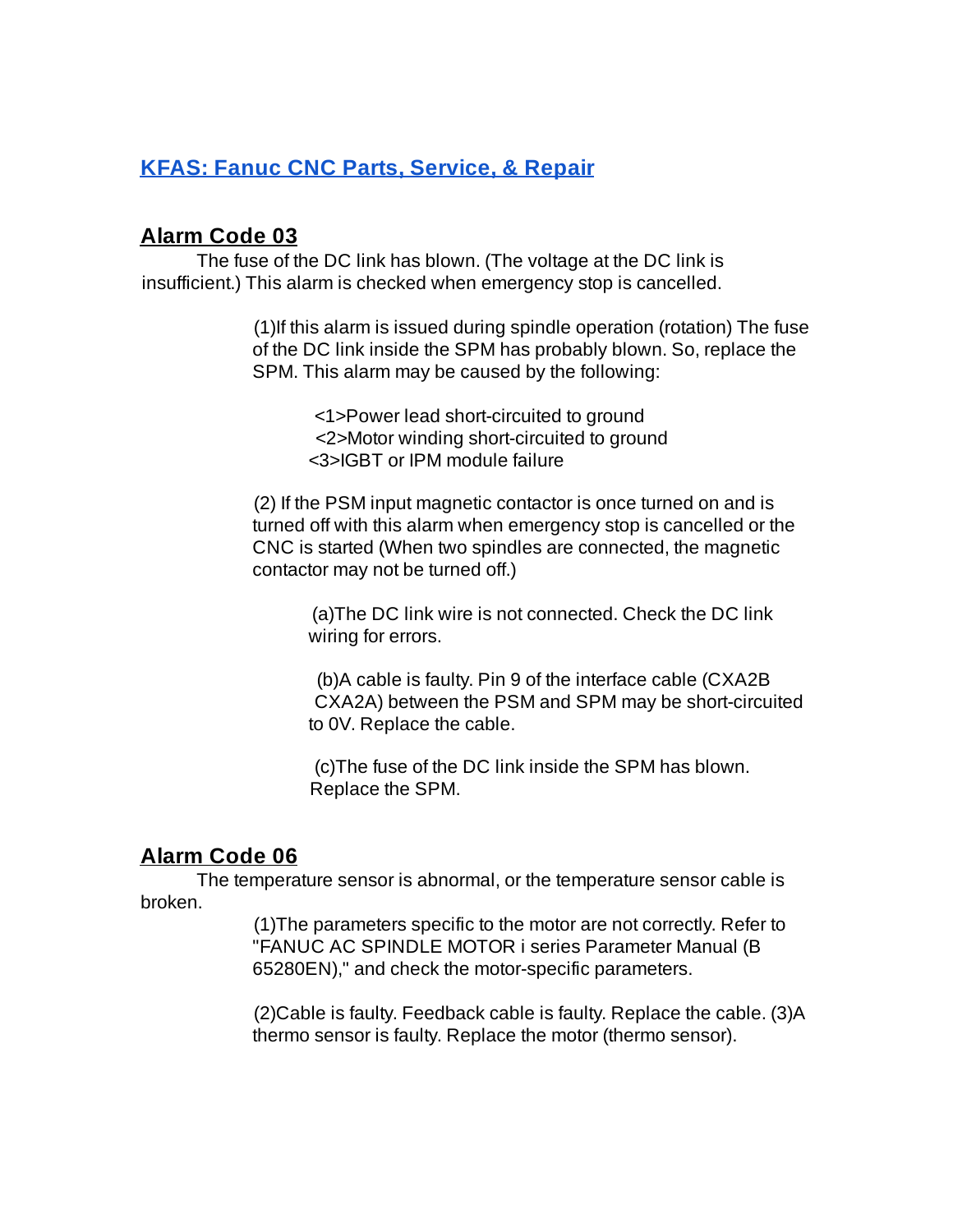[KFAS: Fanuc CNC Parts, Service, & Repair]

## Alarm Code 03

The fuse of the DC link has blown. (The voltage at the DC link is insufficient.) This alarm is checked when emergency stop is cancelled.

(1)If this alarm is issued during spindle operation (rotation) The fuse of the DC link inside the SPM has probably blown. So, replace the SPM. This alarm may be caused by the following:

<1>Power lead short-circuited to ground
<2>Motor winding short-circuited to ground
<3>IGBT or IPM module failure

(2) If the PSM input magnetic contactor is once turned on and is turned off with this alarm when emergency stop is cancelled or the CNC is started (When two spindles are connected, the magnetic contactor may not be turned off.)

(a)The DC link wire is not connected. Check the DC link wiring for errors.

(b)A cable is faulty. Pin 9 of the interface cable (CXA2B CXA2A) between the PSM and SPM may be short-circuited to 0V. Replace the cable.

(c)The fuse of the DC link inside the SPM has blown. Replace the SPM.

## Alarm Code 06

The temperature sensor is abnormal, or the temperature sensor cable is broken.

(1)The parameters specific to the motor are not correctly. Refer to "FANUC AC SPINDLE MOTOR i series Parameter Manual (B 65280EN)," and check the motor-specific parameters.

(2)Cable is faulty. Feedback cable is faulty. Replace the cable. (3)A thermo sensor is faulty. Replace the motor (thermo sensor).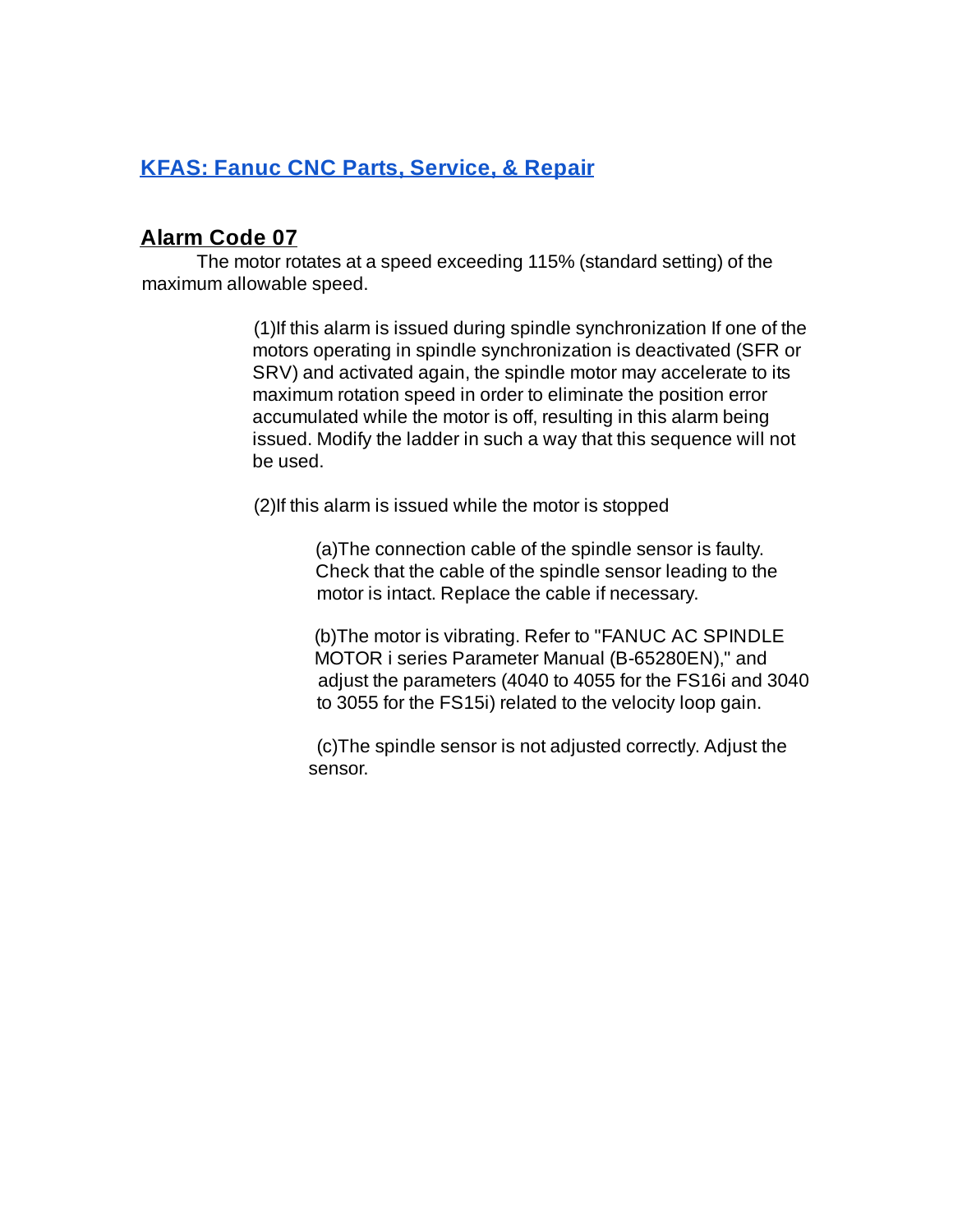[KFAS: Fanuc CNC Parts, Service, & Repair]

## Alarm Code 07

The motor rotates at a speed exceeding 115% (standard setting) of the maximum allowable speed.

(1)If this alarm is issued during spindle synchronization If one of the motors operating in spindle synchronization is deactivated (SFR or SRV) and activated again, the spindle motor may accelerate to its maximum rotation speed in order to eliminate the position error accumulated while the motor is off, resulting in this alarm being issued. Modify the ladder in such a way that this sequence will not be used.

(2)If this alarm is issued while the motor is stopped

(a)The connection cable of the spindle sensor is faulty. Check that the cable of the spindle sensor leading to the motor is intact. Replace the cable if necessary.

(b)The motor is vibrating. Refer to "FANUC AC SPINDLE MOTOR i series Parameter Manual (B-65280EN)," and adjust the parameters (4040 to 4055 for the FS16i and 3040 to 3055 for the FS15i) related to the velocity loop gain.

(c)The spindle sensor is not adjusted correctly. Adjust the sensor.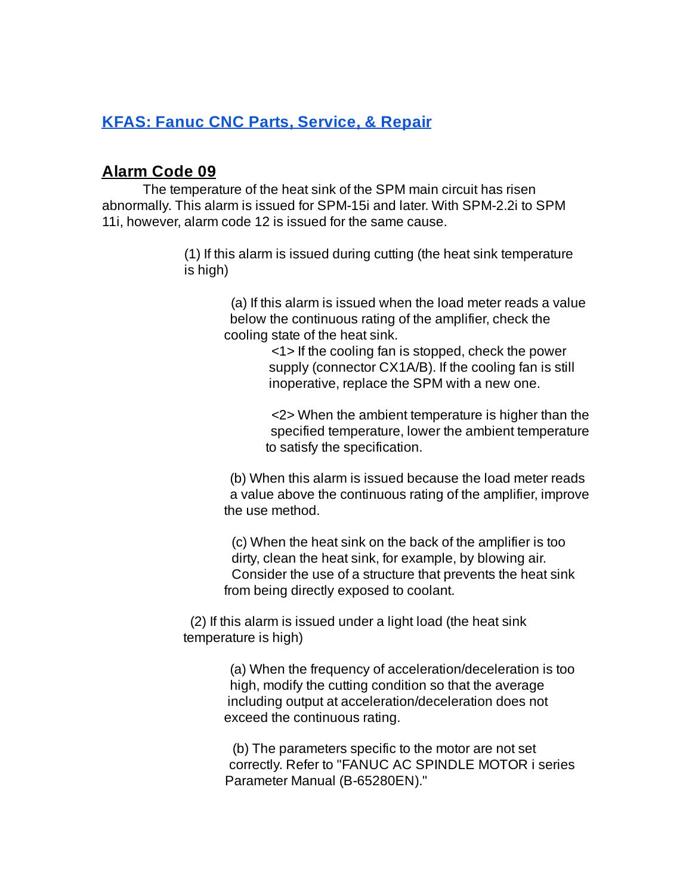[KFAS: Fanuc CNC Parts, Service, & Repair]

## Alarm Code 09

The temperature of the heat sink of the SPM main circuit has risen abnormally. This alarm is issued for SPM-15i and later. With SPM-2.2i to SPM 11i, however, alarm code 12 is issued for the same cause.

(1) If this alarm is issued during cutting (the heat sink temperature is high)

(a) If this alarm is issued when the load meter reads a value below the continuous rating of the amplifier, check the cooling state of the heat sink.

<1> If the cooling fan is stopped, check the power supply (connector CX1A/B). If the cooling fan is still inoperative, replace the SPM with a new one.

<2> When the ambient temperature is higher than the specified temperature, lower the ambient temperature to satisfy the specification.

(b) When this alarm is issued because the load meter reads a value above the continuous rating of the amplifier, improve the use method.

(c) When the heat sink on the back of the amplifier is too dirty, clean the heat sink, for example, by blowing air. Consider the use of a structure that prevents the heat sink from being directly exposed to coolant.

(2) If this alarm is issued under a light load (the heat sink temperature is high)

(a) When the frequency of acceleration/deceleration is too high, modify the cutting condition so that the average including output at acceleration/deceleration does not exceed the continuous rating.

(b) The parameters specific to the motor are not set correctly. Refer to "FANUC AC SPINDLE MOTOR i series Parameter Manual (B-65280EN)."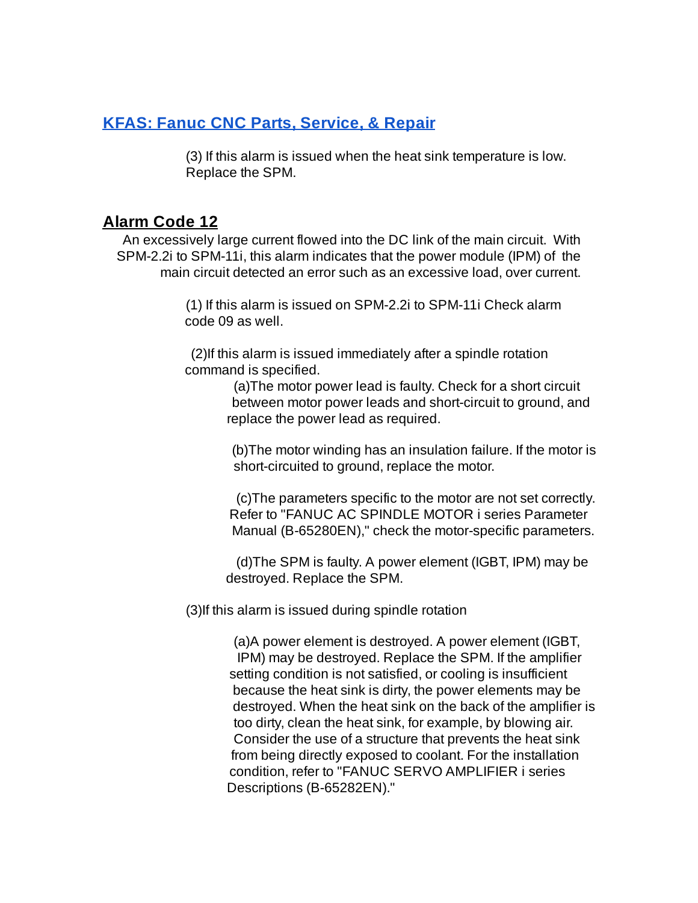[KFAS: Fanuc CNC Parts, Service, & Repair](#)

(3) If this alarm is issued when the heat sink temperature is low. Replace the SPM.

## Alarm Code 12

An excessively large current flowed into the DC link of the main circuit. With SPM-2.2i to SPM-11i, this alarm indicates that the power module (IPM) of the main circuit detected an error such as an excessive load, over current.

(1) If this alarm is issued on SPM-2.2i to SPM-11i Check alarm code 09 as well.

(2)If this alarm is issued immediately after a spindle rotation command is specified.

(a)The motor power lead is faulty. Check for a short circuit between motor power leads and short-circuit to ground, and replace the power lead as required.

(b)The motor winding has an insulation failure. If the motor is short-circuited to ground, replace the motor.

(c)The parameters specific to the motor are not set correctly. Refer to "FANUC AC SPINDLE MOTOR i series Parameter Manual (B-65280EN)," check the motor-specific parameters.

(d)The SPM is faulty. A power element (IGBT, IPM) may be destroyed. Replace the SPM.

(3)If this alarm is issued during spindle rotation

(a)A power element is destroyed. A power element (IGBT, IPM) may be destroyed. Replace the SPM. If the amplifier setting condition is not satisfied, or cooling is insufficient because the heat sink is dirty, the power elements may be destroyed. When the heat sink on the back of the amplifier is too dirty, clean the heat sink, for example, by blowing air. Consider the use of a structure that prevents the heat sink from being directly exposed to coolant. For the installation condition, refer to "FANUC SERVO AMPLIFIER i series Descriptions (B-65282EN)."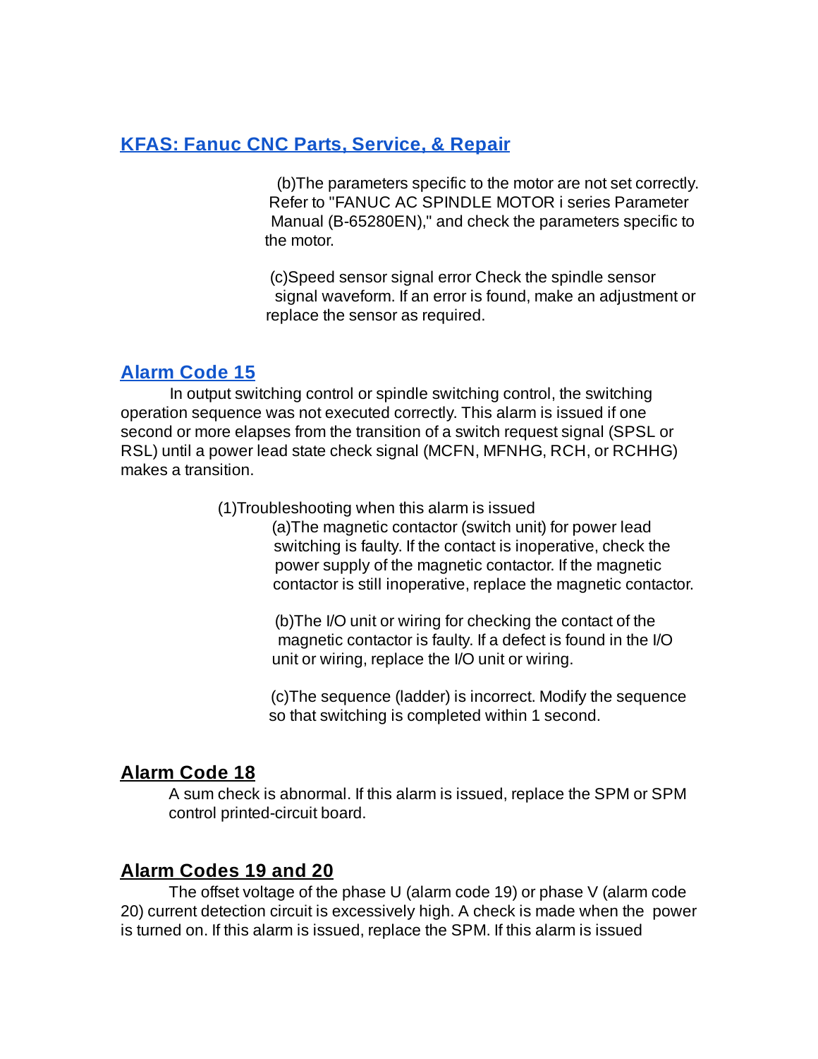[KFAS: Fanuc CNC Parts, Service, & Repair](#)

(b)The parameters specific to the motor are not set correctly. Refer to "FANUC AC SPINDLE MOTOR i series Parameter Manual (B-65280EN)," and check the parameters specific to the motor.

(c)Speed sensor signal error Check the spindle sensor signal waveform. If an error is found, make an adjustment or replace the sensor as required.

## Alarm Code 15

In output switching control or spindle switching control, the switching operation sequence was not executed correctly. This alarm is issued if one second or more elapses from the transition of a switch request signal (SPSL or RSL) until a power lead state check signal (MCFN, MFNHG, RCH, or RCHHG) makes a transition.

(1)Troubleshooting when this alarm is issued

(a)The magnetic contactor (switch unit) for power lead switching is faulty. If the contact is inoperative, check the power supply of the magnetic contactor. If the magnetic contactor is still inoperative, replace the magnetic contactor.

(b)The I/O unit or wiring for checking the contact of the magnetic contactor is faulty. If a defect is found in the I/O unit or wiring, replace the I/O unit or wiring.

(c)The sequence (ladder) is incorrect. Modify the sequence so that switching is completed within 1 second.

## Alarm Code 18

A sum check is abnormal. If this alarm is issued, replace the SPM or SPM control printed-circuit board.

## Alarm Codes 19 and 20

The offset voltage of the phase U (alarm code 19) or phase V (alarm code 20) current detection circuit is excessively high. A check is made when the power is turned on. If this alarm is issued, replace the SPM. If this alarm is issued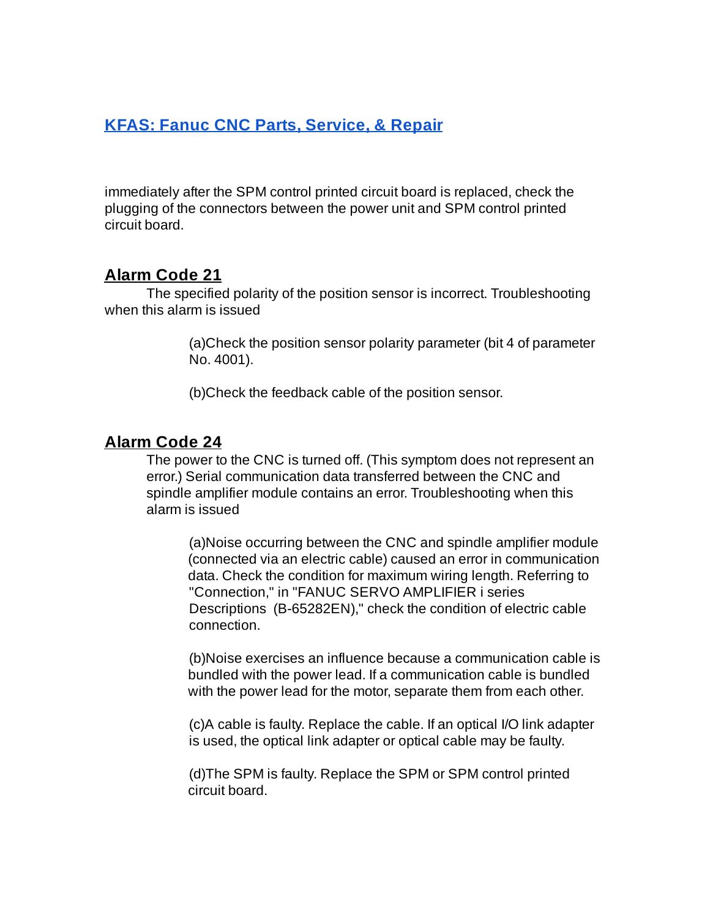immediately after the SPM control printed circuit board is replaced, check the plugging of the connectors between the power unit and SPM control printed circuit board.

## Alarm Code 21

The specified polarity of the position sensor is incorrect. Troubleshooting when this alarm is issued

(a)Check the position sensor polarity parameter (bit 4 of parameter No. 4001).

(b)Check the feedback cable of the position sensor.

## Alarm Code 24

The power to the CNC is turned off. (This symptom does not represent an error.) Serial communication data transferred between the CNC and spindle amplifier module contains an error. Troubleshooting when this alarm is issued

(a)Noise occurring between the CNC and spindle amplifier module (connected via an electric cable) caused an error in communication data. Check the condition for maximum wiring length. Referring to "Connection," in "FANUC SERVO AMPLIFIER i series Descriptions (B-65282EN)," check the condition of electric cable connection.

(b)Noise exercises an influence because a communication cable is bundled with the power lead. If a communication cable is bundled with the power lead for the motor, separate them from each other.

(c)A cable is faulty. Replace the cable. If an optical I/O link adapter is used, the optical link adapter or optical cable may be faulty.

(d)The SPM is faulty. Replace the SPM or SPM control printed circuit board.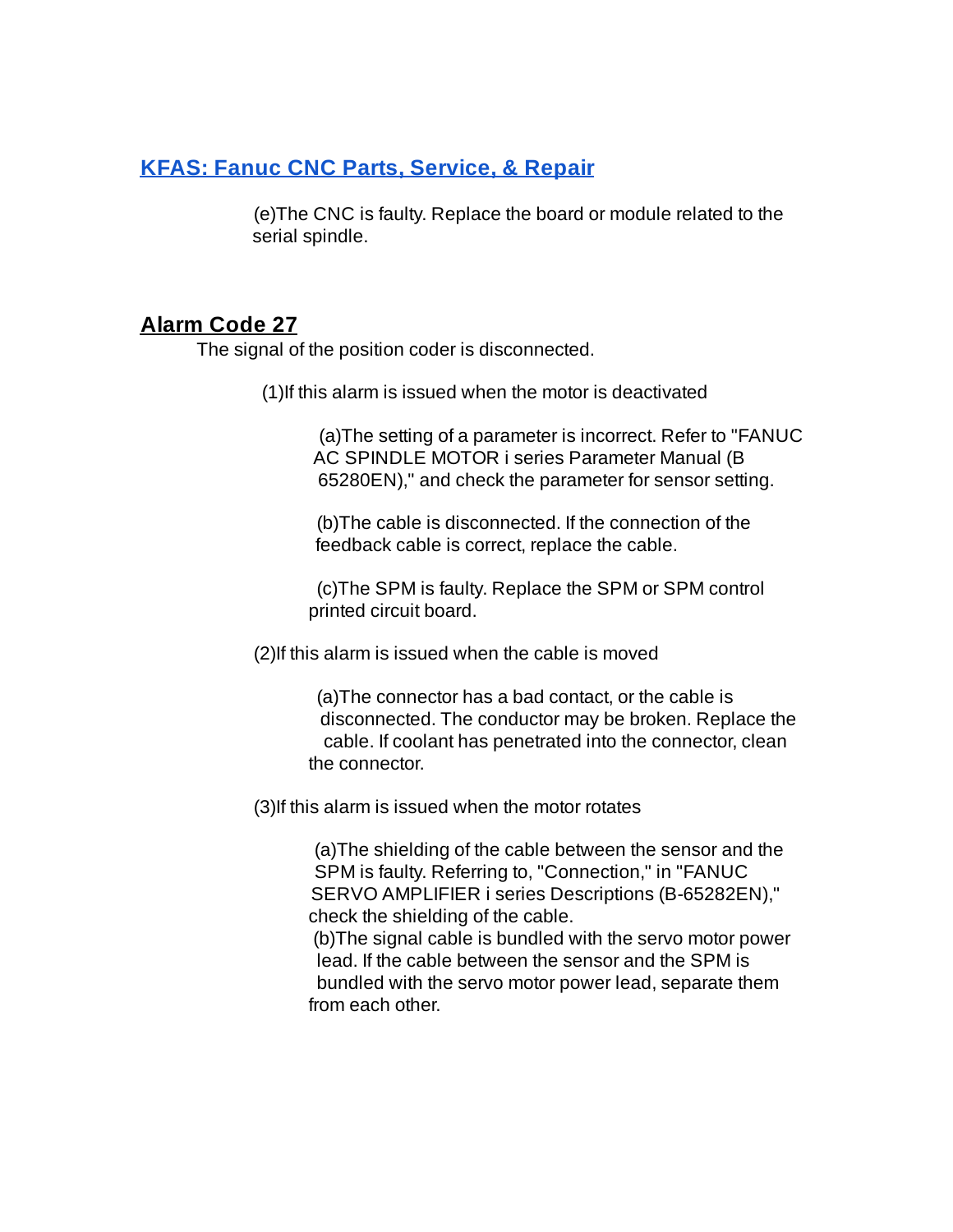(e)The CNC is faulty. Replace the board or module related to the serial spindle.

## Alarm Code 27

The signal of the position coder is disconnected.

(1)If this alarm is issued when the motor is deactivated

(a)The setting of a parameter is incorrect. Refer to "FANUC AC SPINDLE MOTOR i series Parameter Manual (B 65280EN)," and check the parameter for sensor setting.

(b)The cable is disconnected. If the connection of the feedback cable is correct, replace the cable.

(c)The SPM is faulty. Replace the SPM or SPM control printed circuit board.

(2)If this alarm is issued when the cable is moved

(a)The connector has a bad contact, or the cable is disconnected. The conductor may be broken. Replace the cable. If coolant has penetrated into the connector, clean the connector.

(3)If this alarm is issued when the motor rotates

(a)The shielding of the cable between the sensor and the SPM is faulty. Referring to, "Connection," in "FANUC SERVO AMPLIFIER i series Descriptions (B-65282EN)," check the shielding of the cable.
(b)The signal cable is bundled with the servo motor power lead. If the cable between the sensor and the SPM is bundled with the servo motor power lead, separate them from each other.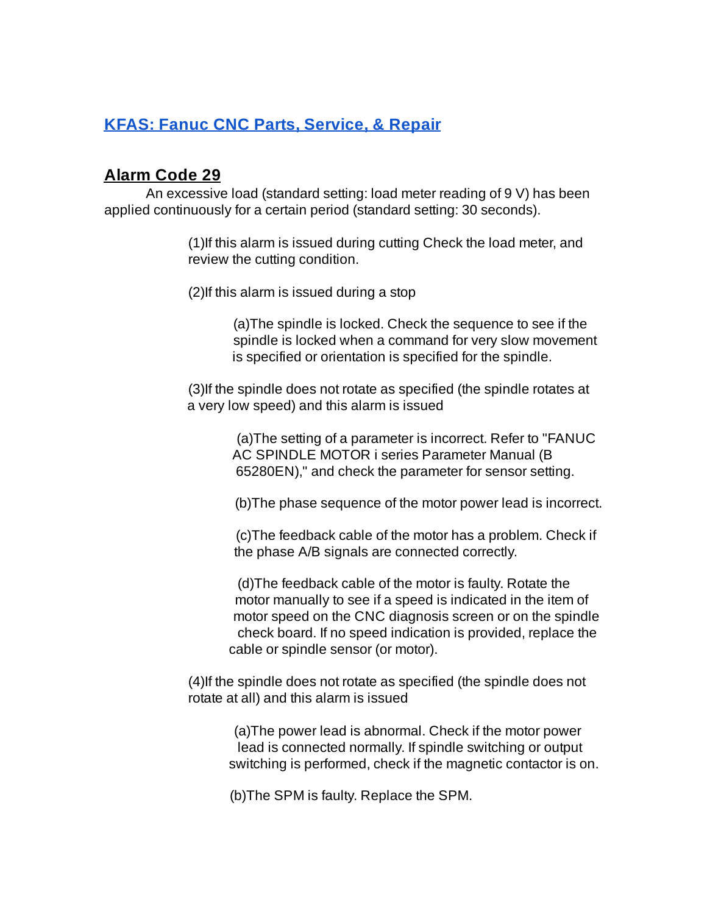## [KFAS: Fanuc CNC Parts, Service, & Repair]

### Alarm Code 29

An excessive load (standard setting: load meter reading of 9 V) has been applied continuously for a certain period (standard setting: 30 seconds).

(1)If this alarm is issued during cutting Check the load meter, and review the cutting condition.

(2)If this alarm is issued during a stop

(a)The spindle is locked. Check the sequence to see if the spindle is locked when a command for very slow movement is specified or orientation is specified for the spindle.

(3)If the spindle does not rotate as specified (the spindle rotates at a very low speed) and this alarm is issued

(a)The setting of a parameter is incorrect. Refer to "FANUC AC SPINDLE MOTOR i series Parameter Manual (B 65280EN)," and check the parameter for sensor setting.

(b)The phase sequence of the motor power lead is incorrect.

(c)The feedback cable of the motor has a problem. Check if the phase A/B signals are connected correctly.

(d)The feedback cable of the motor is faulty. Rotate the motor manually to see if a speed is indicated in the item of motor speed on the CNC diagnosis screen or on the spindle check board. If no speed indication is provided, replace the cable or spindle sensor (or motor).

(4)If the spindle does not rotate as specified (the spindle does not rotate at all) and this alarm is issued

(a)The power lead is abnormal. Check if the motor power lead is connected normally. If spindle switching or output switching is performed, check if the magnetic contactor is on.

(b)The SPM is faulty. Replace the SPM.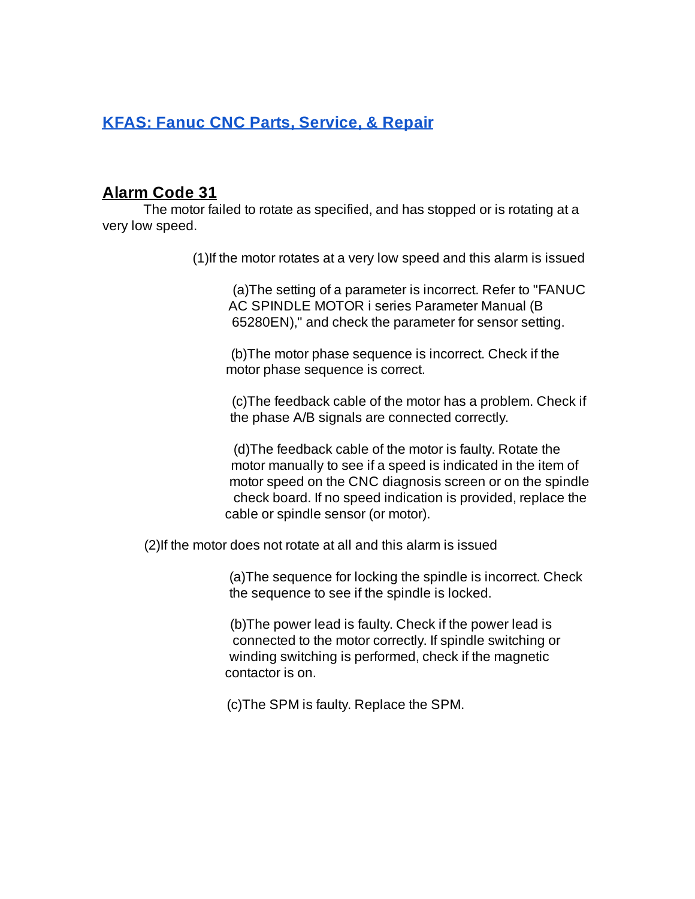**KFAS: Fanuc CNC Parts, Service, & Repair**

## Alarm Code 31

The motor failed to rotate as specified, and has stopped or is rotating at a very low speed.

(1)If the motor rotates at a very low speed and this alarm is issued

(a)The setting of a parameter is incorrect. Refer to "FANUC AC SPINDLE MOTOR i series Parameter Manual (B 65280EN)," and check the parameter for sensor setting.

(b)The motor phase sequence is incorrect. Check if the motor phase sequence is correct.

(c)The feedback cable of the motor has a problem. Check if the phase A/B signals are connected correctly.

(d)The feedback cable of the motor is faulty. Rotate the motor manually to see if a speed is indicated in the item of motor speed on the CNC diagnosis screen or on the spindle check board. If no speed indication is provided, replace the cable or spindle sensor (or motor).

(2)If the motor does not rotate at all and this alarm is issued

(a)The sequence for locking the spindle is incorrect. Check the sequence to see if the spindle is locked.

(b)The power lead is faulty. Check if the power lead is connected to the motor correctly. If spindle switching or winding switching is performed, check if the magnetic contactor is on.

(c)The SPM is faulty. Replace the SPM.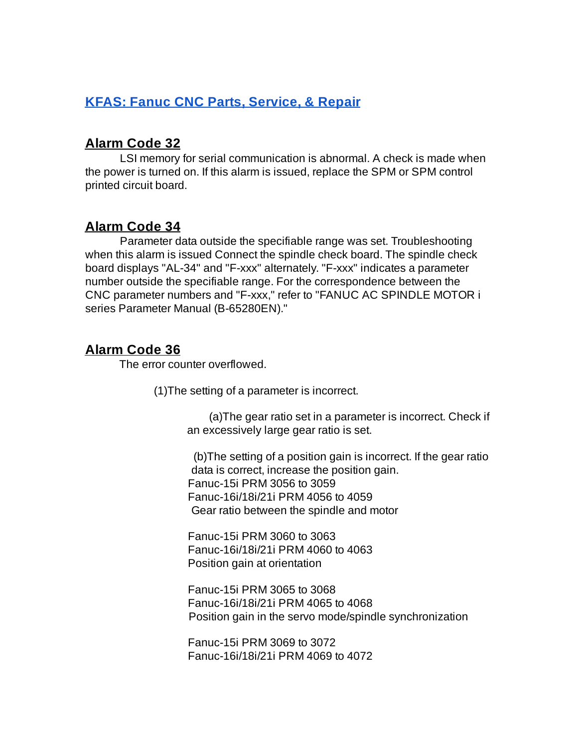[KFAS: Fanuc CNC Parts, Service, & Repair](#)

## Alarm Code 32

LSI memory for serial communication is abnormal. A check is made when the power is turned on. If this alarm is issued, replace the SPM or SPM control printed circuit board.

## Alarm Code 34

Parameter data outside the specifiable range was set. Troubleshooting when this alarm is issued Connect the spindle check board. The spindle check board displays "AL-34" and "F-xxx" alternately. "F-xxx" indicates a parameter number outside the specifiable range. For the correspondence between the CNC parameter numbers and "F-xxx," refer to "FANUC AC SPINDLE MOTOR i series Parameter Manual (B-65280EN)."

## Alarm Code 36

The error counter overflowed.

(1)The setting of a parameter is incorrect.

(a)The gear ratio set in a parameter is incorrect. Check if an excessively large gear ratio is set.

(b)The setting of a position gain is incorrect. If the gear ratio data is correct, increase the position gain.
Fanuc-15i PRM 3056 to 3059
Fanuc-16i/18i/21i PRM 4056 to 4059
Gear ratio between the spindle and motor

Fanuc-15i PRM 3060 to 3063
Fanuc-16i/18i/21i PRM 4060 to 4063
Position gain at orientation

Fanuc-15i PRM 3065 to 3068
Fanuc-16i/18i/21i PRM 4065 to 4068
Position gain in the servo mode/spindle synchronization

Fanuc-15i PRM 3069 to 3072
Fanuc-16i/18i/21i PRM 4069 to 4072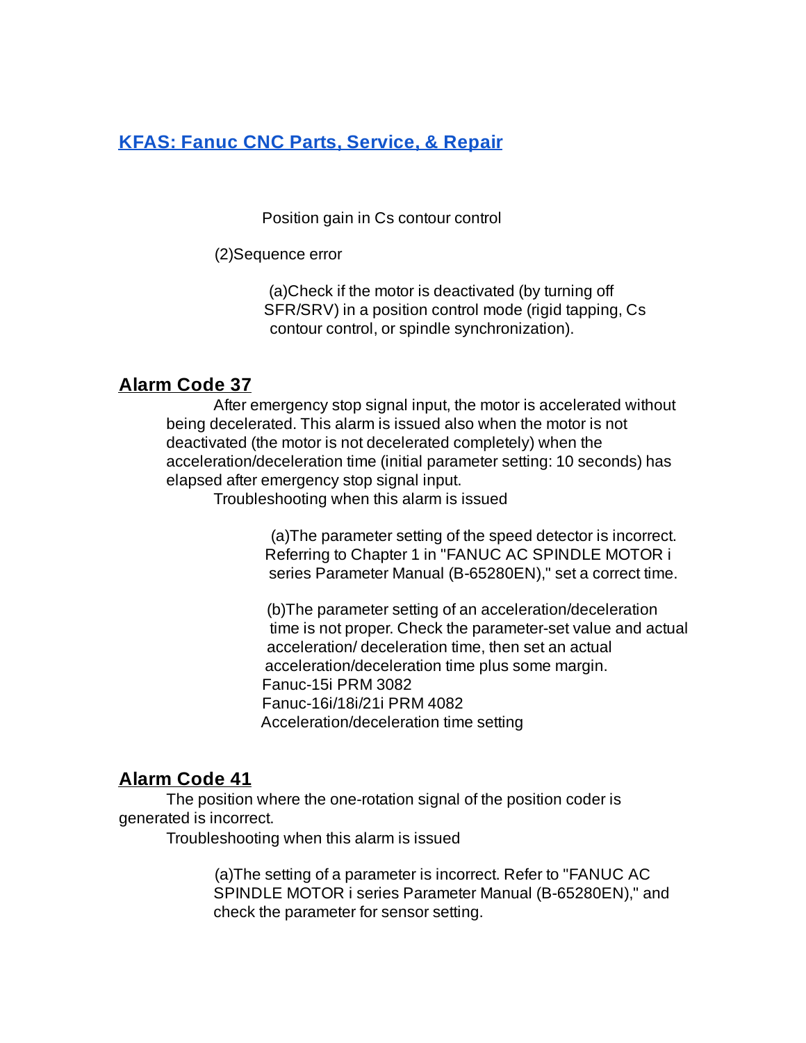[KFAS: Fanuc CNC Parts, Service, & Repair]

Position gain in Cs contour control

(2)Sequence error

(a)Check if the motor is deactivated (by turning off SFR/SRV) in a position control mode (rigid tapping, Cs contour control, or spindle synchronization).

## Alarm Code 37

After emergency stop signal input, the motor is accelerated without being decelerated. This alarm is issued also when the motor is not deactivated (the motor is not decelerated completely) when the acceleration/deceleration time (initial parameter setting: 10 seconds) has elapsed after emergency stop signal input.

Troubleshooting when this alarm is issued

(a)The parameter setting of the speed detector is incorrect. Referring to Chapter 1 in "FANUC AC SPINDLE MOTOR i series Parameter Manual (B-65280EN)," set a correct time.

(b)The parameter setting of an acceleration/deceleration time is not proper. Check the parameter-set value and actual acceleration/ deceleration time, then set an actual acceleration/deceleration time plus some margin.
Fanuc-15i PRM 3082
Fanuc-16i/18i/21i PRM 4082
Acceleration/deceleration time setting

## Alarm Code 41

The position where the one-rotation signal of the position coder is generated is incorrect.

Troubleshooting when this alarm is issued

(a)The setting of a parameter is incorrect. Refer to "FANUC AC SPINDLE MOTOR i series Parameter Manual (B-65280EN)," and check the parameter for sensor setting.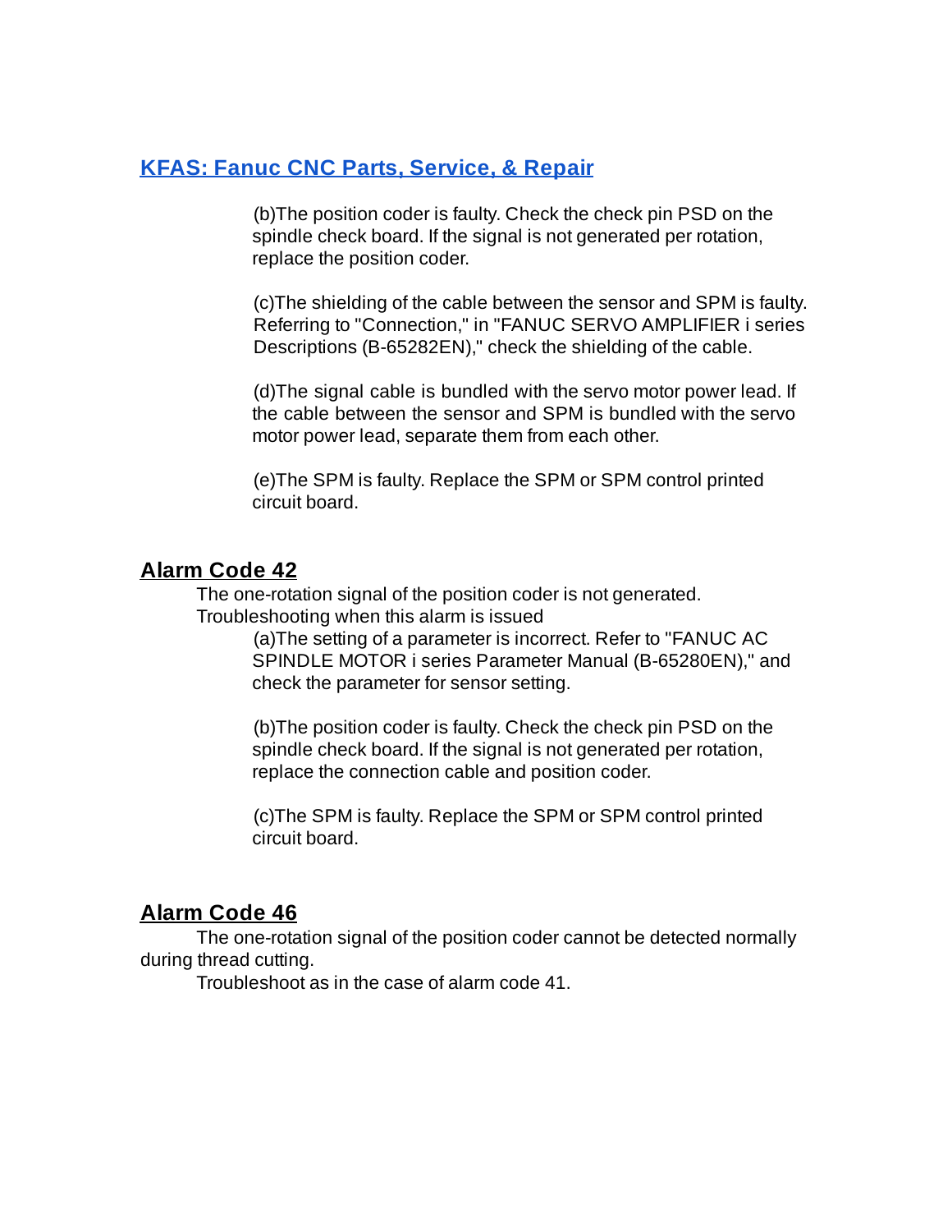[KFAS: Fanuc CNC Parts, Service, & Repair](#)

(b)The position coder is faulty. Check the check pin PSD on the spindle check board. If the signal is not generated per rotation, replace the position coder.

(c)The shielding of the cable between the sensor and SPM is faulty. Referring to "Connection," in "FANUC SERVO AMPLIFIER i series Descriptions (B-65282EN)," check the shielding of the cable.

(d)The signal cable is bundled with the servo motor power lead. If the cable between the sensor and SPM is bundled with the servo motor power lead, separate them from each other.

(e)The SPM is faulty. Replace the SPM or SPM control printed circuit board.

## Alarm Code 42

The one-rotation signal of the position coder is not generated.
Troubleshooting when this alarm is issued

(a)The setting of a parameter is incorrect. Refer to "FANUC AC SPINDLE MOTOR i series Parameter Manual (B-65280EN)," and check the parameter for sensor setting.

(b)The position coder is faulty. Check the check pin PSD on the spindle check board. If the signal is not generated per rotation, replace the connection cable and position coder.

(c)The SPM is faulty. Replace the SPM or SPM control printed circuit board.

## Alarm Code 46

The one-rotation signal of the position coder cannot be detected normally during thread cutting.
Troubleshoot as in the case of alarm code 41.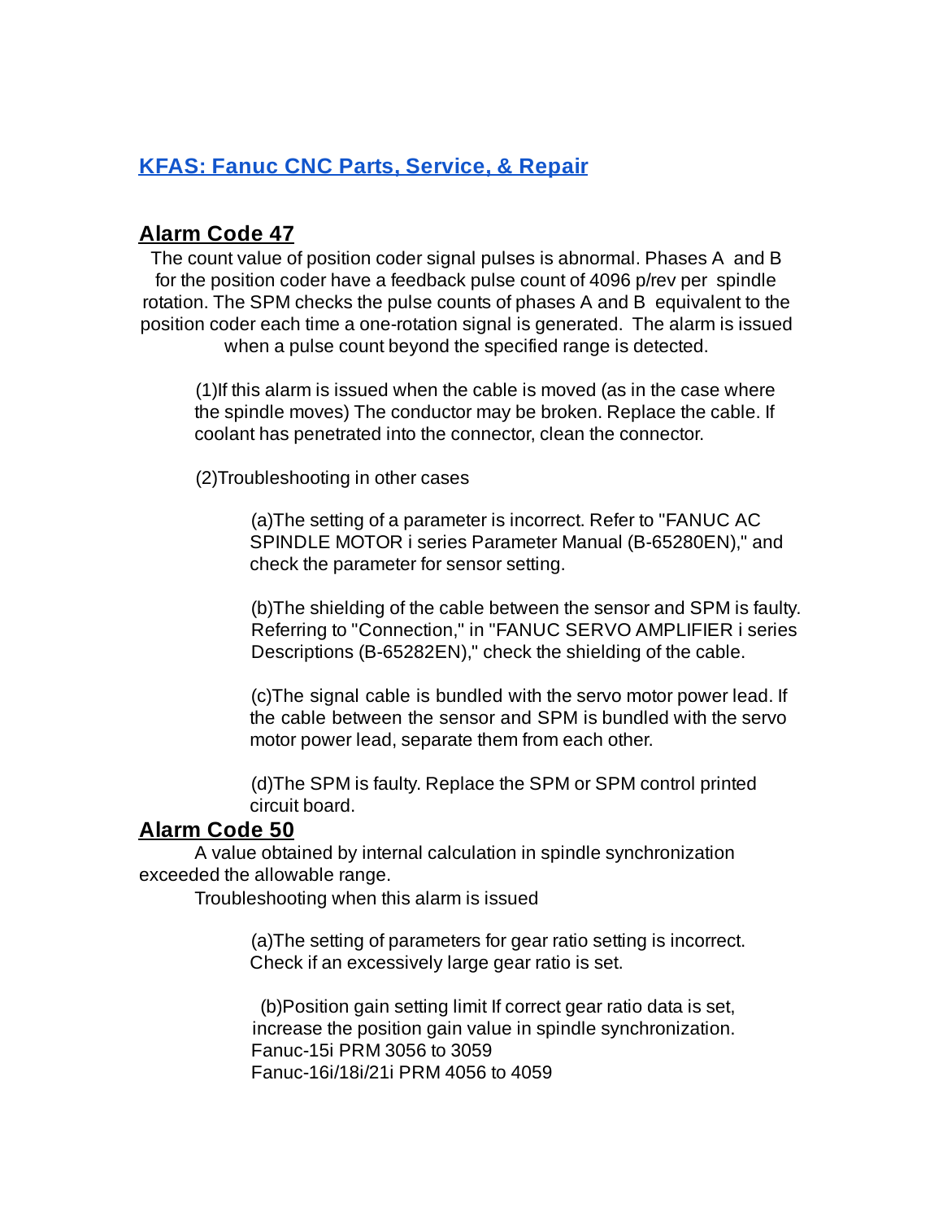**KFAS: Fanuc CNC Parts, Service, & Repair**

## Alarm Code 47

The count value of position coder signal pulses is abnormal. Phases A and B for the position coder have a feedback pulse count of 4096 p/rev per spindle rotation. The SPM checks the pulse counts of phases A and B equivalent to the position coder each time a one-rotation signal is generated. The alarm is issued when a pulse count beyond the specified range is detected.

(1)If this alarm is issued when the cable is moved (as in the case where the spindle moves) The conductor may be broken. Replace the cable. If coolant has penetrated into the connector, clean the connector.

(2)Troubleshooting in other cases

(a)The setting of a parameter is incorrect. Refer to "FANUC AC SPINDLE MOTOR i series Parameter Manual (B-65280EN)," and check the parameter for sensor setting.

(b)The shielding of the cable between the sensor and SPM is faulty. Referring to "Connection," in "FANUC SERVO AMPLIFIER i series Descriptions (B-65282EN)," check the shielding of the cable.

(c)The signal cable is bundled with the servo motor power lead. If the cable between the sensor and SPM is bundled with the servo motor power lead, separate them from each other.

(d)The SPM is faulty. Replace the SPM or SPM control printed circuit board.

## Alarm Code 50

A value obtained by internal calculation in spindle synchronization exceeded the allowable range.

Troubleshooting when this alarm is issued

(a)The setting of parameters for gear ratio setting is incorrect. Check if an excessively large gear ratio is set.

(b)Position gain setting limit If correct gear ratio data is set, increase the position gain value in spindle synchronization.
Fanuc-15i PRM 3056 to 3059
Fanuc-16i/18i/21i PRM 4056 to 4059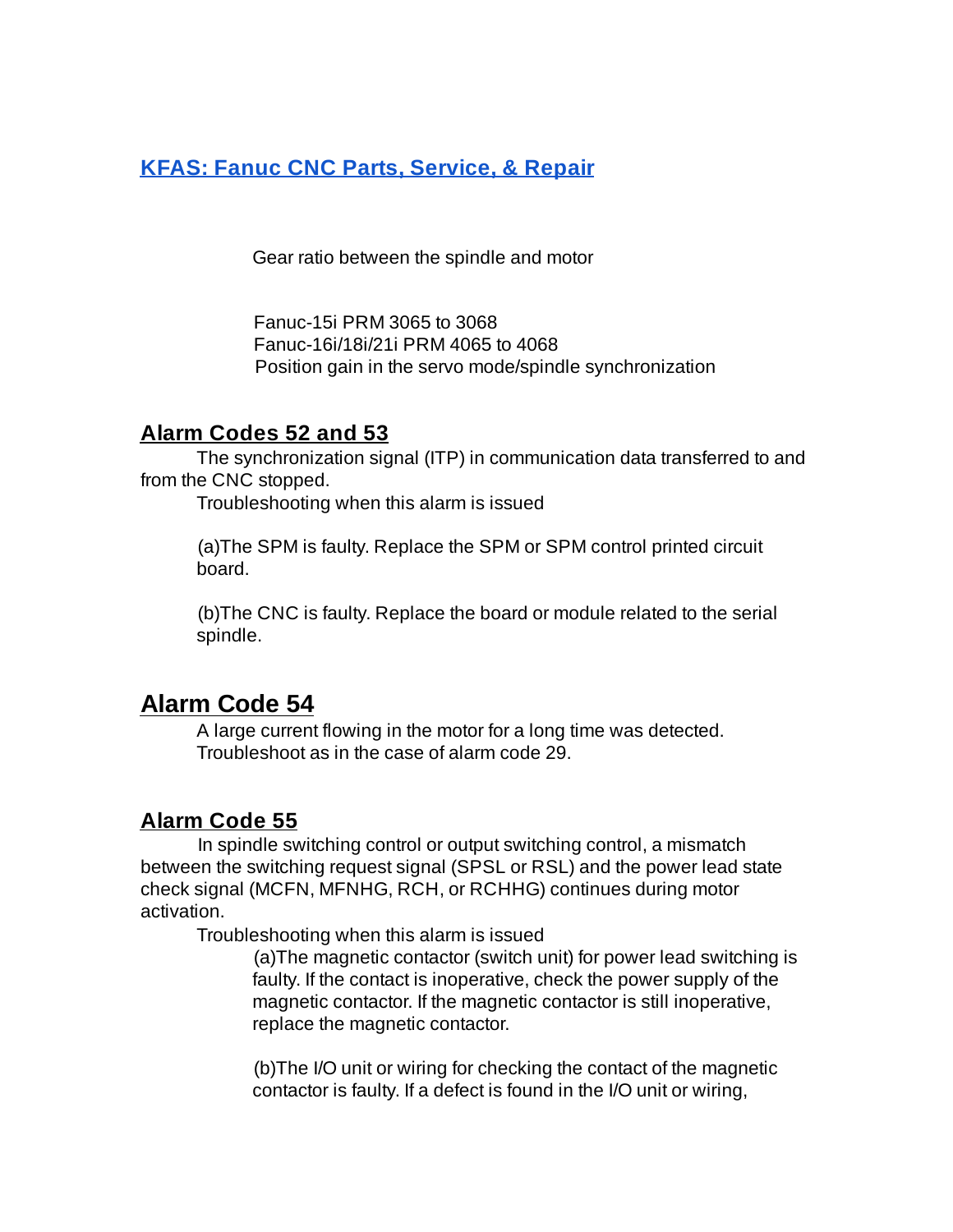[KFAS: Fanuc CNC Parts, Service, & Repair](#)

Gear ratio between the spindle and motor

Fanuc-15i PRM 3065 to 3068
Fanuc-16i/18i/21i PRM 4065 to 4068
Position gain in the servo mode/spindle synchronization

## Alarm Codes 52 and 53

The synchronization signal (ITP) in communication data transferred to and from the CNC stopped.

Troubleshooting when this alarm is issued

(a)The SPM is faulty. Replace the SPM or SPM control printed circuit board.

(b)The CNC is faulty. Replace the board or module related to the serial spindle.

# Alarm Code 54

A large current flowing in the motor for a long time was detected. Troubleshoot as in the case of alarm code 29.

## Alarm Code 55

In spindle switching control or output switching control, a mismatch between the switching request signal (SPSL or RSL) and the power lead state check signal (MCFN, MFNHG, RCH, or RCHHG) continues during motor activation.

Troubleshooting when this alarm is issued

(a)The magnetic contactor (switch unit) for power lead switching is faulty. If the contact is inoperative, check the power supply of the magnetic contactor. If the magnetic contactor is still inoperative, replace the magnetic contactor.

(b)The I/O unit or wiring for checking the contact of the magnetic contactor is faulty. If a defect is found in the I/O unit or wiring,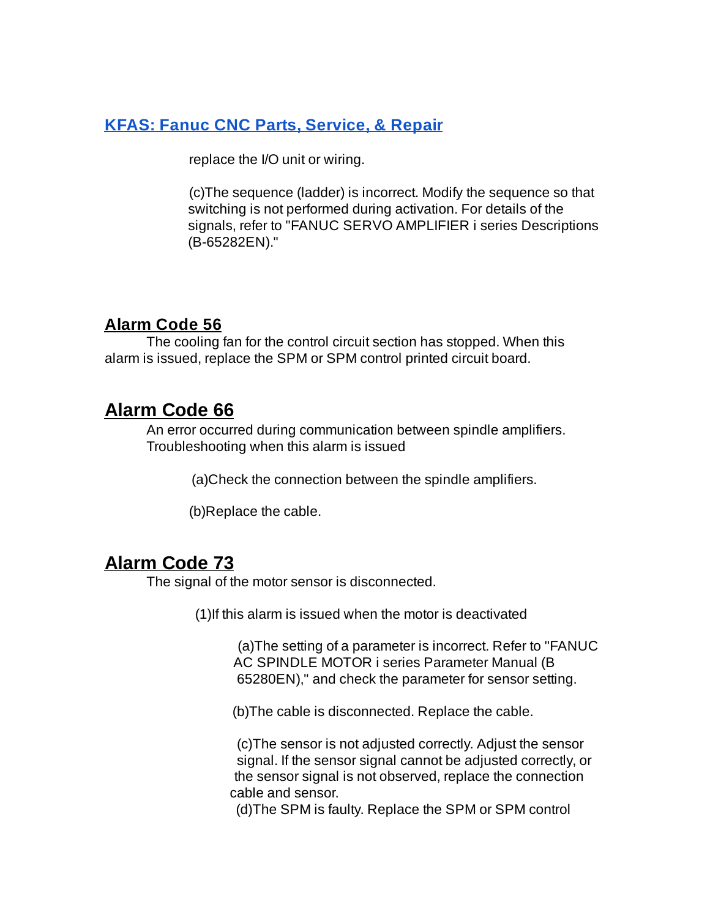replace the I/O unit or wiring.

(c)The sequence (ladder) is incorrect. Modify the sequence so that switching is not performed during activation. For details of the signals, refer to "FANUC SERVO AMPLIFIER i series Descriptions (B-65282EN)."

## Alarm Code 56

The cooling fan for the control circuit section has stopped. When this alarm is issued, replace the SPM or SPM control printed circuit board.

## Alarm Code 66

An error occurred during communication between spindle amplifiers. Troubleshooting when this alarm is issued

(a)Check the connection between the spindle amplifiers.

(b)Replace the cable.

## Alarm Code 73

The signal of the motor sensor is disconnected.

(1)If this alarm is issued when the motor is deactivated

(a)The setting of a parameter is incorrect. Refer to "FANUC AC SPINDLE MOTOR i series Parameter Manual (B 65280EN)," and check the parameter for sensor setting.

(b)The cable is disconnected. Replace the cable.

(c)The sensor is not adjusted correctly. Adjust the sensor signal. If the sensor signal cannot be adjusted correctly, or the sensor signal is not observed, replace the connection cable and sensor.

(d)The SPM is faulty. Replace the SPM or SPM control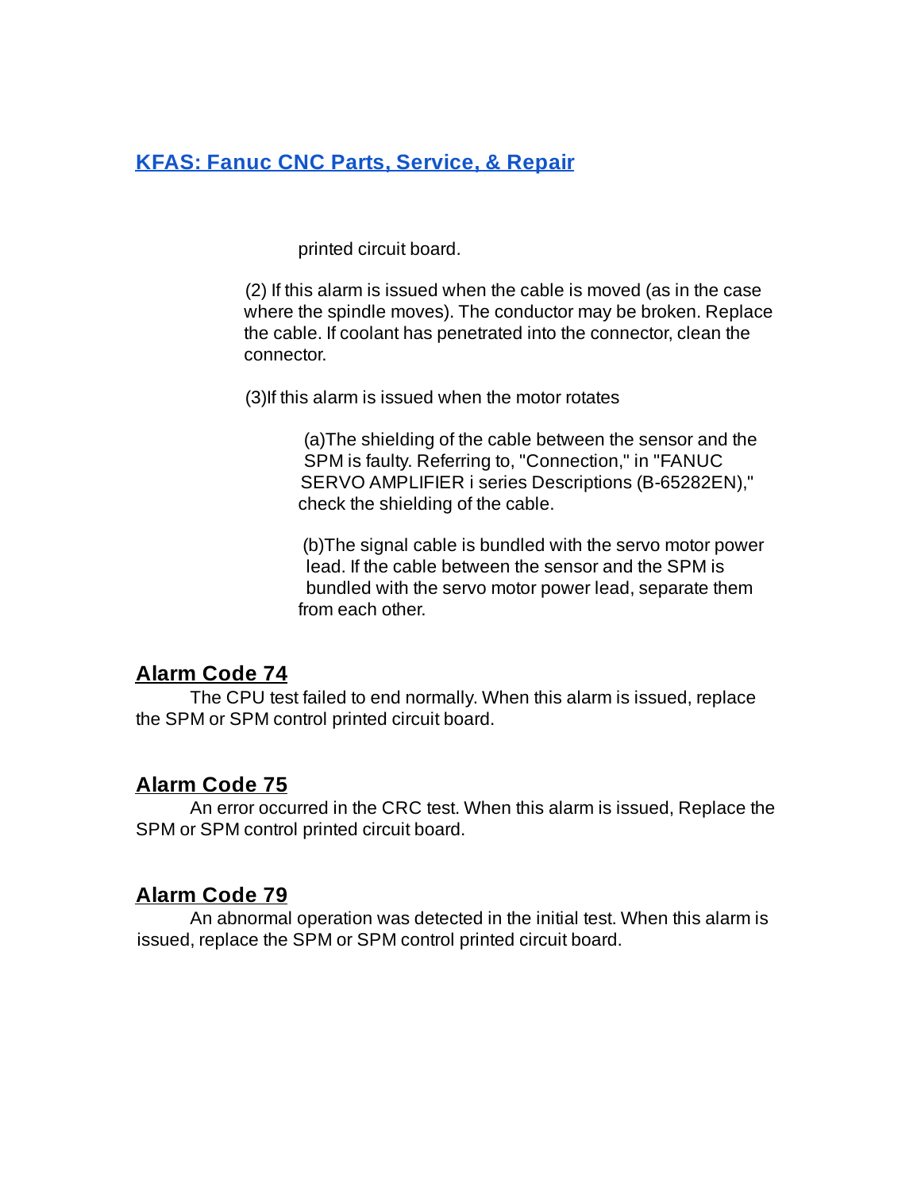printed circuit board.

(2) If this alarm is issued when the cable is moved (as in the case where the spindle moves). The conductor may be broken. Replace the cable. If coolant has penetrated into the connector, clean the connector.

(3)If this alarm is issued when the motor rotates

(a)The shielding of the cable between the sensor and the SPM is faulty. Referring to, "Connection," in "FANUC SERVO AMPLIFIER i series Descriptions (B-65282EN)," check the shielding of the cable.

(b)The signal cable is bundled with the servo motor power lead. If the cable between the sensor and the SPM is bundled with the servo motor power lead, separate them from each other.

## Alarm Code 74

The CPU test failed to end normally. When this alarm is issued, replace the SPM or SPM control printed circuit board.

## Alarm Code 75

An error occurred in the CRC test. When this alarm is issued, Replace the SPM or SPM control printed circuit board.

## Alarm Code 79

An abnormal operation was detected in the initial test. When this alarm is issued, replace the SPM or SPM control printed circuit board.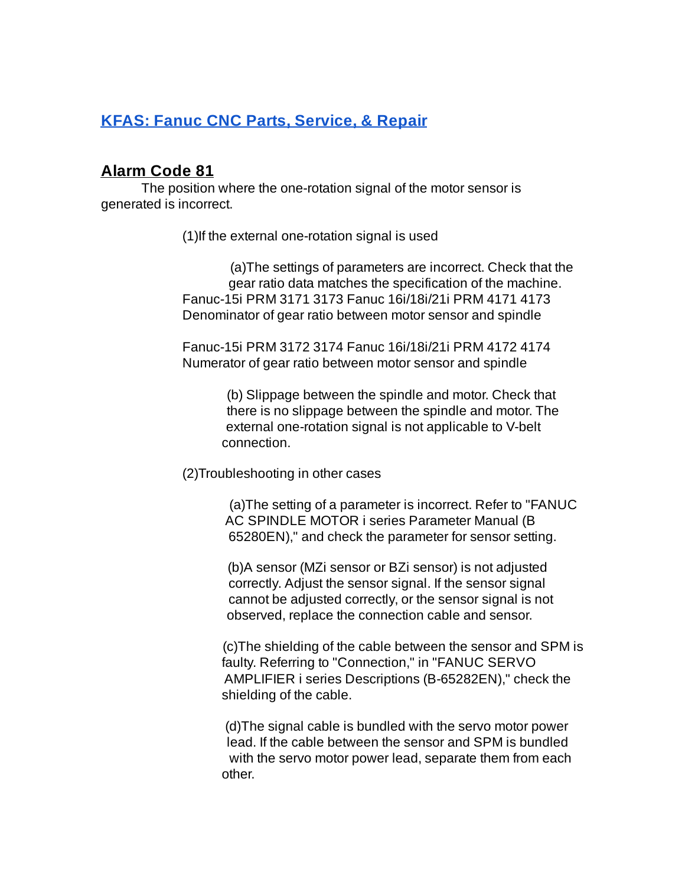## KFAS: Fanuc CNC Parts, Service, & Repair

## Alarm Code 81

The position where the one-rotation signal of the motor sensor is generated is incorrect.

(1)If the external one-rotation signal is used

(a)The settings of parameters are incorrect. Check that the gear ratio data matches the specification of the machine.
Fanuc-15i PRM 3171 3173 Fanuc 16i/18i/21i PRM 4171 4173
Denominator of gear ratio between motor sensor and spindle

Fanuc-15i PRM 3172 3174 Fanuc 16i/18i/21i PRM 4172 4174
Numerator of gear ratio between motor sensor and spindle

(b) Slippage between the spindle and motor. Check that there is no slippage between the spindle and motor. The external one-rotation signal is not applicable to V-belt connection.

(2)Troubleshooting in other cases

(a)The setting of a parameter is incorrect. Refer to "FANUC AC SPINDLE MOTOR i series Parameter Manual (B 65280EN)," and check the parameter for sensor setting.

(b)A sensor (MZi sensor or BZi sensor) is not adjusted correctly. Adjust the sensor signal. If the sensor signal cannot be adjusted correctly, or the sensor signal is not observed, replace the connection cable and sensor.

(c)The shielding of the cable between the sensor and SPM is faulty. Referring to "Connection," in "FANUC SERVO AMPLIFIER i series Descriptions (B-65282EN)," check the shielding of the cable.

(d)The signal cable is bundled with the servo motor power lead. If the cable between the sensor and SPM is bundled with the servo motor power lead, separate them from each other.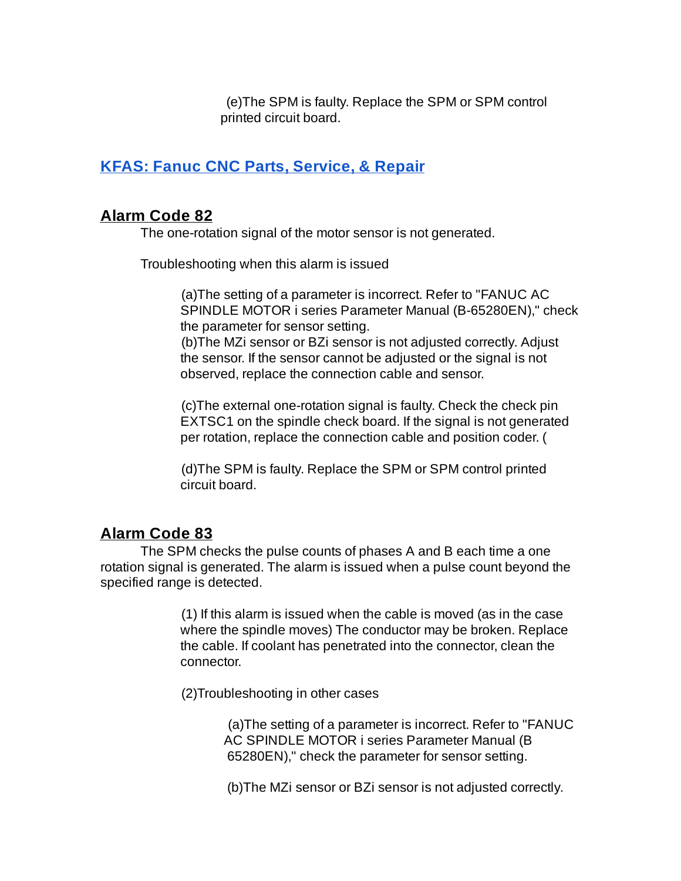(e)The SPM is faulty. Replace the SPM or SPM control printed circuit board.

**KFAS: Fanuc CNC Parts, Service, & Repair**

## Alarm Code 82

The one-rotation signal of the motor sensor is not generated.

Troubleshooting when this alarm is issued

(a)The setting of a parameter is incorrect. Refer to "FANUC AC SPINDLE MOTOR i series Parameter Manual (B-65280EN)," check the parameter for sensor setting.
(b)The MZi sensor or BZi sensor is not adjusted correctly. Adjust the sensor. If the sensor cannot be adjusted or the signal is not observed, replace the connection cable and sensor.

(c)The external one-rotation signal is faulty. Check the check pin EXTSC1 on the spindle check board. If the signal is not generated per rotation, replace the connection cable and position coder. (

(d)The SPM is faulty. Replace the SPM or SPM control printed circuit board.

## Alarm Code 83

The SPM checks the pulse counts of phases A and B each time a one rotation signal is generated. The alarm is issued when a pulse count beyond the specified range is detected.

(1) If this alarm is issued when the cable is moved (as in the case where the spindle moves) The conductor may be broken. Replace the cable. If coolant has penetrated into the connector, clean the connector.

(2)Troubleshooting in other cases

(a)The setting of a parameter is incorrect. Refer to "FANUC AC SPINDLE MOTOR i series Parameter Manual (B 65280EN)," check the parameter for sensor setting.

(b)The MZi sensor or BZi sensor is not adjusted correctly.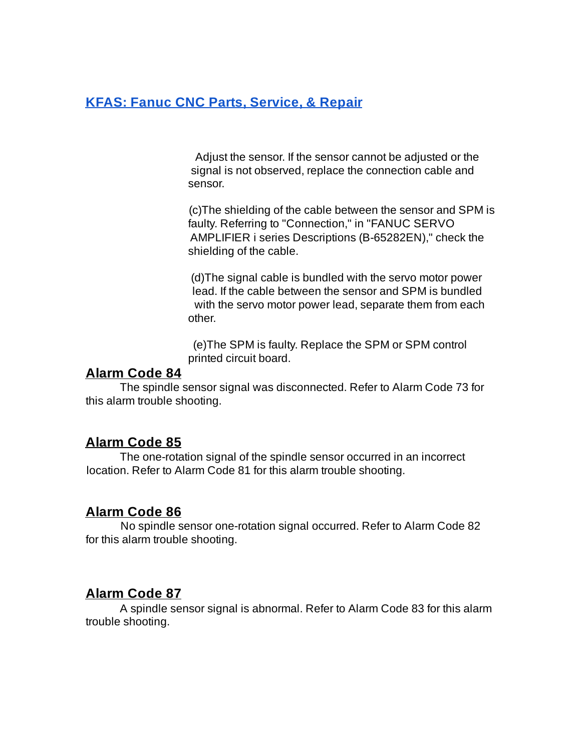[KFAS: Fanuc CNC Parts, Service, & Repair](#)

Adjust the sensor. If the sensor cannot be adjusted or the signal is not observed, replace the connection cable and sensor.

(c)The shielding of the cable between the sensor and SPM is faulty. Referring to "Connection," in "FANUC SERVO AMPLIFIER i series Descriptions (B-65282EN)," check the shielding of the cable.

(d)The signal cable is bundled with the servo motor power lead. If the cable between the sensor and SPM is bundled with the servo motor power lead, separate them from each other.

(e)The SPM is faulty. Replace the SPM or SPM control printed circuit board.

## Alarm Code 84

The spindle sensor signal was disconnected. Refer to Alarm Code 73 for this alarm trouble shooting.

## Alarm Code 85

The one-rotation signal of the spindle sensor occurred in an incorrect location. Refer to Alarm Code 81 for this alarm trouble shooting.

## Alarm Code 86

No spindle sensor one-rotation signal occurred. Refer to Alarm Code 82 for this alarm trouble shooting.

## Alarm Code 87

A spindle sensor signal is abnormal. Refer to Alarm Code 83 for this alarm trouble shooting.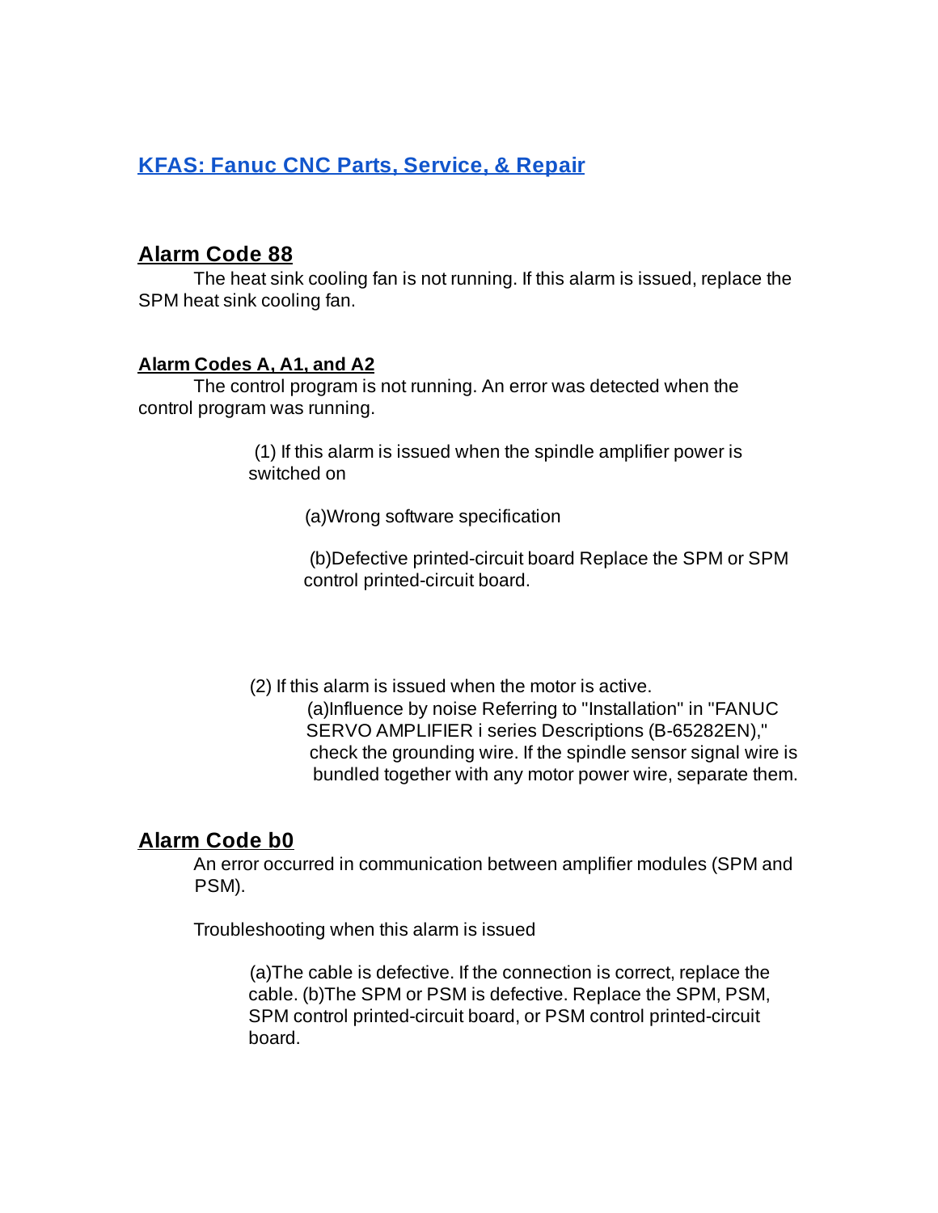[KFAS: Fanuc CNC Parts, Service, & Repair](#)

## Alarm Code 88

The heat sink cooling fan is not running. If this alarm is issued, replace the SPM heat sink cooling fan.

### Alarm Codes A, A1, and A2

The control program is not running. An error was detected when the control program was running.

(1) If this alarm is issued when the spindle amplifier power is switched on

(a)Wrong software specification

(b)Defective printed-circuit board Replace the SPM or SPM control printed-circuit board.

(2) If this alarm is issued when the motor is active.
(a)Influence by noise Referring to "Installation" in "FANUC SERVO AMPLIFIER i series Descriptions (B-65282EN)," check the grounding wire. If the spindle sensor signal wire is bundled together with any motor power wire, separate them.

## Alarm Code b0

An error occurred in communication between amplifier modules (SPM and PSM).

Troubleshooting when this alarm is issued

(a)The cable is defective. If the connection is correct, replace the cable. (b)The SPM or PSM is defective. Replace the SPM, PSM, SPM control printed-circuit board, or PSM control printed-circuit board.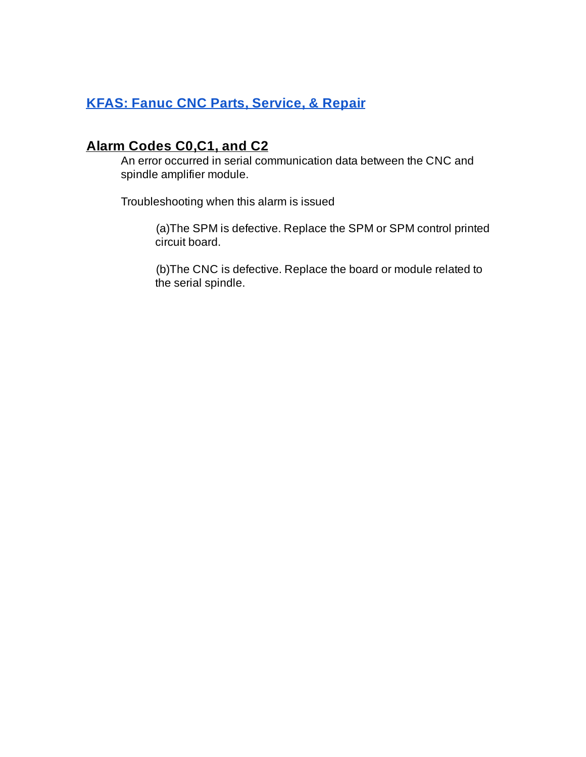## KFAS: Fanuc CNC Parts, Service, & Repair

### Alarm Codes C0,C1, and C2

An error occurred in serial communication data between the CNC and spindle amplifier module.

Troubleshooting when this alarm is issued

(a)The SPM is defective. Replace the SPM or SPM control printed circuit board.

(b)The CNC is defective. Replace the board or module related to the serial spindle.